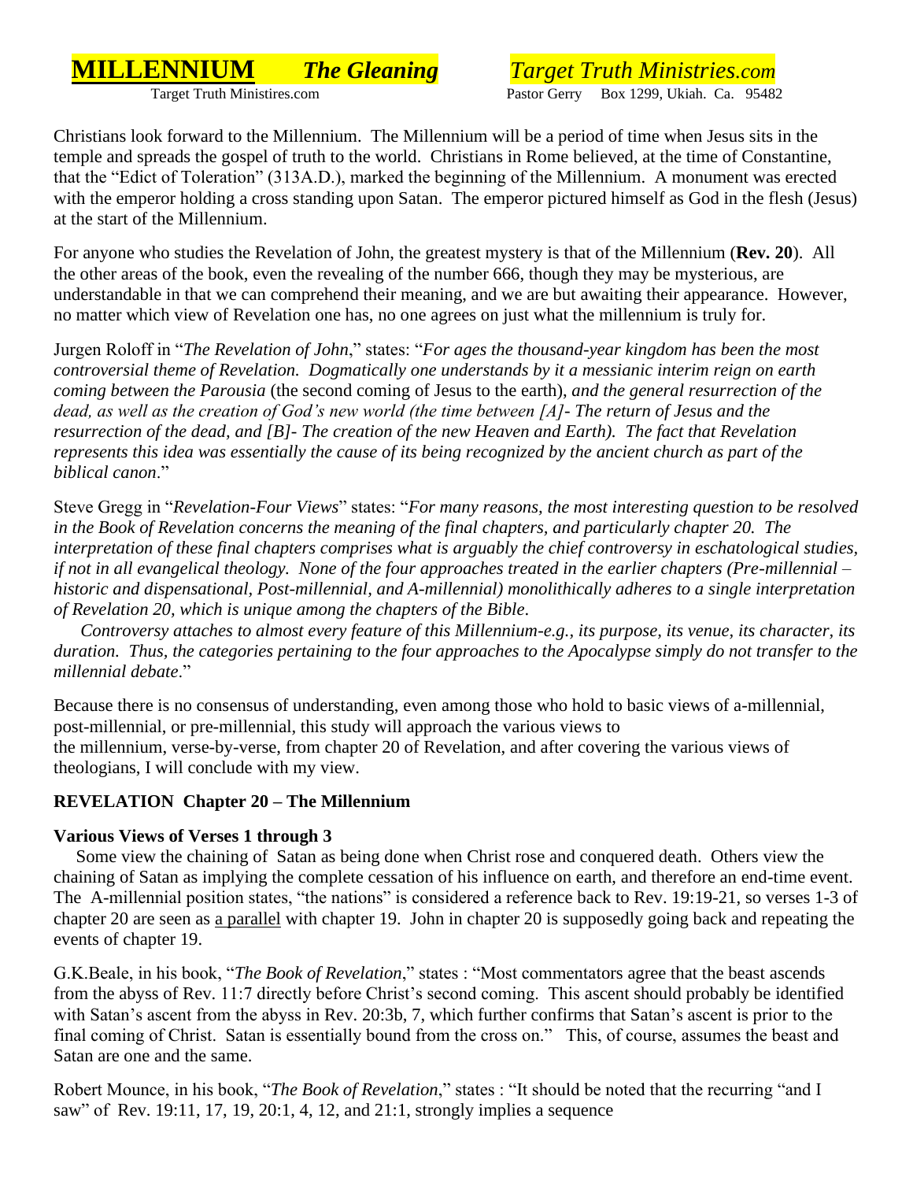# MILLENNIUM *The Gleaning* *Target Truth Ministries.com*

Target Truth Ministires.com Pastor Gerry Box 1299, Ukiah. Ca. 95482

Christians look forward to the Millennium. The Millennium will be a period of time when Jesus sits in the temple and spreads the gospel of truth to the world. Christians in Rome believed, at the time of Constantine, that the "Edict of Toleration" (313A.D.), marked the beginning of the Millennium. A monument was erected with the emperor holding a cross standing upon Satan. The emperor pictured himself as God in the flesh (Jesus) at the start of the Millennium.

For anyone who studies the Revelation of John, the greatest mystery is that of the Millennium (**Rev. 20**). All the other areas of the book, even the revealing of the number 666, though they may be mysterious, are understandable in that we can comprehend their meaning, and we are but awaiting their appearance. However, no matter which view of Revelation one has, no one agrees on just what the millennium is truly for.

Jurgen Roloff in "*The Revelation of John*," states: "*For ages the thousand-year kingdom has been the most controversial theme of Revelation. Dogmatically one understands by it a messianic interim reign on earth coming between the Parousia* (the second coming of Jesus to the earth), *and the general resurrection of the dead, as well as the creation of God's new world (the time between [A]- The return of Jesus and the resurrection of the dead, and [B]- The creation of the new Heaven and Earth). The fact that Revelation represents this idea was essentially the cause of its being recognized by the ancient church as part of the biblical canon*."

Steve Gregg in "*Revelation-Four Views*" states: "*For many reasons, the most interesting question to be resolved in the Book of Revelation concerns the meaning of the final chapters, and particularly chapter 20. The interpretation of these final chapters comprises what is arguably the chief controversy in eschatological studies, if not in all evangelical theology. None of the four approaches treated in the earlier chapters (Pre-millennial – historic and dispensational, Post-millennial, and A-millennial) monolithically adheres to a single interpretation of Revelation 20, which is unique among the chapters of the Bible.*

*Controversy attaches to almost every feature of this Millennium-e.g., its purpose, its venue, its character, its duration. Thus, the categories pertaining to the four approaches to the Apocalypse simply do not transfer to the millennial debate*."

Because there is no consensus of understanding, even among those who hold to basic views of a-millennial, post-millennial, or pre-millennial, this study will approach the various views to the millennium, verse-by-verse, from chapter 20 of Revelation, and after covering the various views of theologians, I will conclude with my view.

## REVELATION Chapter 20 – The Millennium

### Various Views of Verses 1 through 3

Some view the chaining of Satan as being done when Christ rose and conquered death. Others view the chaining of Satan as implying the complete cessation of his influence on earth, and therefore an end-time event. The A-millennial position states, "the nations" is considered a reference back to Rev. 19:19-21, so verses 1-3 of chapter 20 are seen as <u>a parallel</u> with chapter 19. John in chapter 20 is supposedly going back and repeating the events of chapter 19.

G.K.Beale, in his book, "*The Book of Revelation*," states : "Most commentators agree that the beast ascends from the abyss of Rev. 11:7 directly before Christ's second coming. This ascent should probably be identified with Satan's ascent from the abyss in Rev. 20:3b, 7, which further confirms that Satan's ascent is prior to the final coming of Christ. Satan is essentially bound from the cross on." This, of course, assumes the beast and Satan are one and the same.

Robert Mounce, in his book, "*The Book of Revelation*," states : "It should be noted that the recurring "and I saw" of Rev. 19:11, 17, 19, 20:1, 4, 12, and 21:1, strongly implies a sequence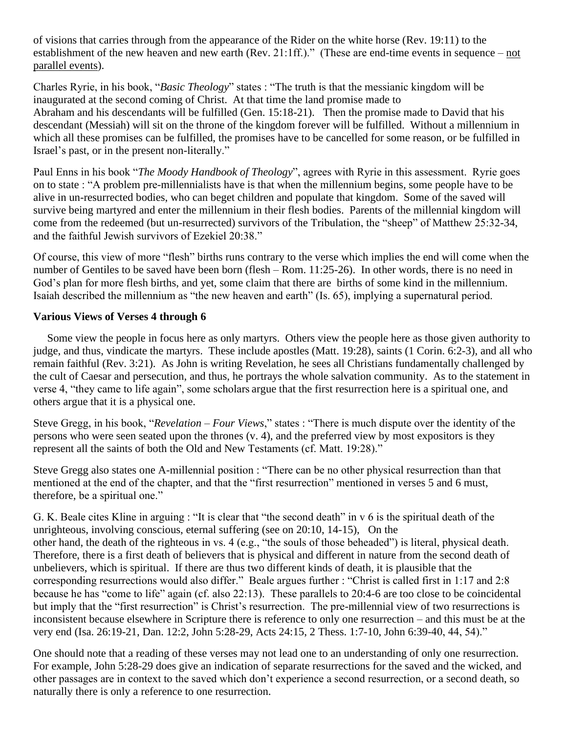of visions that carries through from the appearance of the Rider on the white horse (Rev. 19:11) to the establishment of the new heaven and new earth (Rev. 21:1ff.)." (These are end-time events in sequence – not parallel events).

Charles Ryrie, in his book, "*Basic Theology*" states : "The truth is that the messianic kingdom will be inaugurated at the second coming of Christ. At that time the land promise made to Abraham and his descendants will be fulfilled (Gen. 15:18-21). Then the promise made to David that his descendant (Messiah) will sit on the throne of the kingdom forever will be fulfilled. Without a millennium in which all these promises can be fulfilled, the promises have to be cancelled for some reason, or be fulfilled in Israel's past, or in the present non-literally."

Paul Enns in his book "*The Moody Handbook of Theology*", agrees with Ryrie in this assessment. Ryrie goes on to state : "A problem pre-millennialists have is that when the millennium begins, some people have to be alive in un-resurrected bodies, who can beget children and populate that kingdom. Some of the saved will survive being martyred and enter the millennium in their flesh bodies. Parents of the millennial kingdom will come from the redeemed (but un-resurrected) survivors of the Tribulation, the "sheep" of Matthew 25:32-34, and the faithful Jewish survivors of Ezekiel 20:38."

Of course, this view of more "flesh" births runs contrary to the verse which implies the end will come when the number of Gentiles to be saved have been born (flesh – Rom. 11:25-26). In other words, there is no need in God's plan for more flesh births, and yet, some claim that there are births of some kind in the millennium. Isaiah described the millennium as "the new heaven and earth" (Is. 65), implying a supernatural period.

**Various Views of Verses 4 through 6**

Some view the people in focus here as only martyrs. Others view the people here as those given authority to judge, and thus, vindicate the martyrs. These include apostles (Matt. 19:28), saints (1 Corin. 6:2-3), and all who remain faithful (Rev. 3:21). As John is writing Revelation, he sees all Christians fundamentally challenged by the cult of Caesar and persecution, and thus, he portrays the whole salvation community. As to the statement in verse 4, "they came to life again", some scholars argue that the first resurrection here is a spiritual one, and others argue that it is a physical one.

Steve Gregg, in his book, "*Revelation – Four Views*," states : "There is much dispute over the identity of the persons who were seen seated upon the thrones (v. 4), and the preferred view by most expositors is they represent all the saints of both the Old and New Testaments (cf. Matt. 19:28)."

Steve Gregg also states one A-millennial position : "There can be no other physical resurrection than that mentioned at the end of the chapter, and that the "first resurrection" mentioned in verses 5 and 6 must, therefore, be a spiritual one."

G. K. Beale cites Kline in arguing : "It is clear that "the second death" in v 6 is the spiritual death of the unrighteous, involving conscious, eternal suffering (see on 20:10, 14-15), On the other hand, the death of the righteous in vs. 4 (e.g., "the souls of those beheaded") is literal, physical death. Therefore, there is a first death of believers that is physical and different in nature from the second death of unbelievers, which is spiritual. If there are thus two different kinds of death, it is plausible that the corresponding resurrections would also differ." Beale argues further : "Christ is called first in 1:17 and 2:8 because he has "come to life" again (cf. also 22:13). These parallels to 20:4-6 are too close to be coincidental but imply that the "first resurrection" is Christ's resurrection. The pre-millennial view of two resurrections is inconsistent because elsewhere in Scripture there is reference to only one resurrection – and this must be at the very end (Isa. 26:19-21, Dan. 12:2, John 5:28-29, Acts 24:15, 2 Thess. 1:7-10, John 6:39-40, 44, 54)."

One should note that a reading of these verses may not lead one to an understanding of only one resurrection. For example, John 5:28-29 does give an indication of separate resurrections for the saved and the wicked, and other passages are in context to the saved which don't experience a second resurrection, or a second death, so naturally there is only a reference to one resurrection.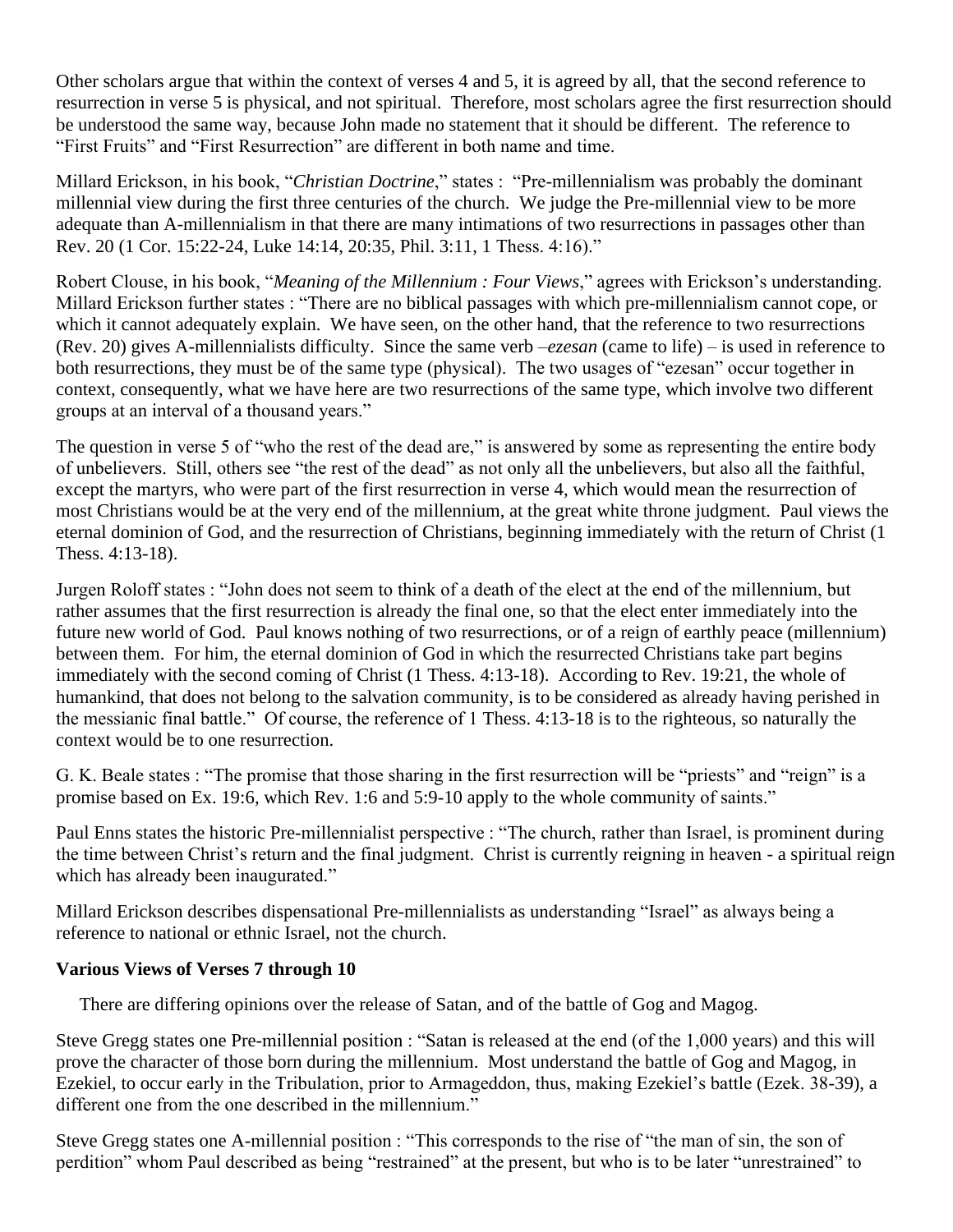Other scholars argue that within the context of verses 4 and 5, it is agreed by all, that the second reference to resurrection in verse 5 is physical, and not spiritual. Therefore, most scholars agree the first resurrection should be understood the same way, because John made no statement that it should be different. The reference to "First Fruits" and "First Resurrection" are different in both name and time.

Millard Erickson, in his book, "*Christian Doctrine*," states : "Pre-millennialism was probably the dominant millennial view during the first three centuries of the church. We judge the Pre-millennial view to be more adequate than A-millennialism in that there are many intimations of two resurrections in passages other than Rev. 20 (1 Cor. 15:22-24, Luke 14:14, 20:35, Phil. 3:11, 1 Thess. 4:16)."

Robert Clouse, in his book, "*Meaning of the Millennium : Four Views*," agrees with Erickson's understanding. Millard Erickson further states : "There are no biblical passages with which pre-millennialism cannot cope, or which it cannot adequately explain. We have seen, on the other hand, that the reference to two resurrections (Rev. 20) gives A-millennialists difficulty. Since the same verb –*ezesan* (came to life) – is used in reference to both resurrections, they must be of the same type (physical). The two usages of "ezesan" occur together in context, consequently, what we have here are two resurrections of the same type, which involve two different groups at an interval of a thousand years."

The question in verse 5 of "who the rest of the dead are," is answered by some as representing the entire body of unbelievers. Still, others see "the rest of the dead" as not only all the unbelievers, but also all the faithful, except the martyrs, who were part of the first resurrection in verse 4, which would mean the resurrection of most Christians would be at the very end of the millennium, at the great white throne judgment. Paul views the eternal dominion of God, and the resurrection of Christians, beginning immediately with the return of Christ (1 Thess. 4:13-18).

Jurgen Roloff states : "John does not seem to think of a death of the elect at the end of the millennium, but rather assumes that the first resurrection is already the final one, so that the elect enter immediately into the future new world of God. Paul knows nothing of two resurrections, or of a reign of earthly peace (millennium) between them. For him, the eternal dominion of God in which the resurrected Christians take part begins immediately with the second coming of Christ (1 Thess. 4:13-18). According to Rev. 19:21, the whole of humankind, that does not belong to the salvation community, is to be considered as already having perished in the messianic final battle." Of course, the reference of 1 Thess. 4:13-18 is to the righteous, so naturally the context would be to one resurrection.

G. K. Beale states : "The promise that those sharing in the first resurrection will be "priests" and "reign" is a promise based on Ex. 19:6, which Rev. 1:6 and 5:9-10 apply to the whole community of saints."

Paul Enns states the historic Pre-millennialist perspective : "The church, rather than Israel, is prominent during the time between Christ's return and the final judgment. Christ is currently reigning in heaven - a spiritual reign which has already been inaugurated."

Millard Erickson describes dispensational Pre-millennialists as understanding "Israel" as always being a reference to national or ethnic Israel, not the church.

**Various Views of Verses 7 through 10**

There are differing opinions over the release of Satan, and of the battle of Gog and Magog.

Steve Gregg states one Pre-millennial position : "Satan is released at the end (of the 1,000 years) and this will prove the character of those born during the millennium. Most understand the battle of Gog and Magog, in Ezekiel, to occur early in the Tribulation, prior to Armageddon, thus, making Ezekiel's battle (Ezek. 38-39), a different one from the one described in the millennium."

Steve Gregg states one A-millennial position : "This corresponds to the rise of "the man of sin, the son of perdition" whom Paul described as being "restrained" at the present, but who is to be later "unrestrained" to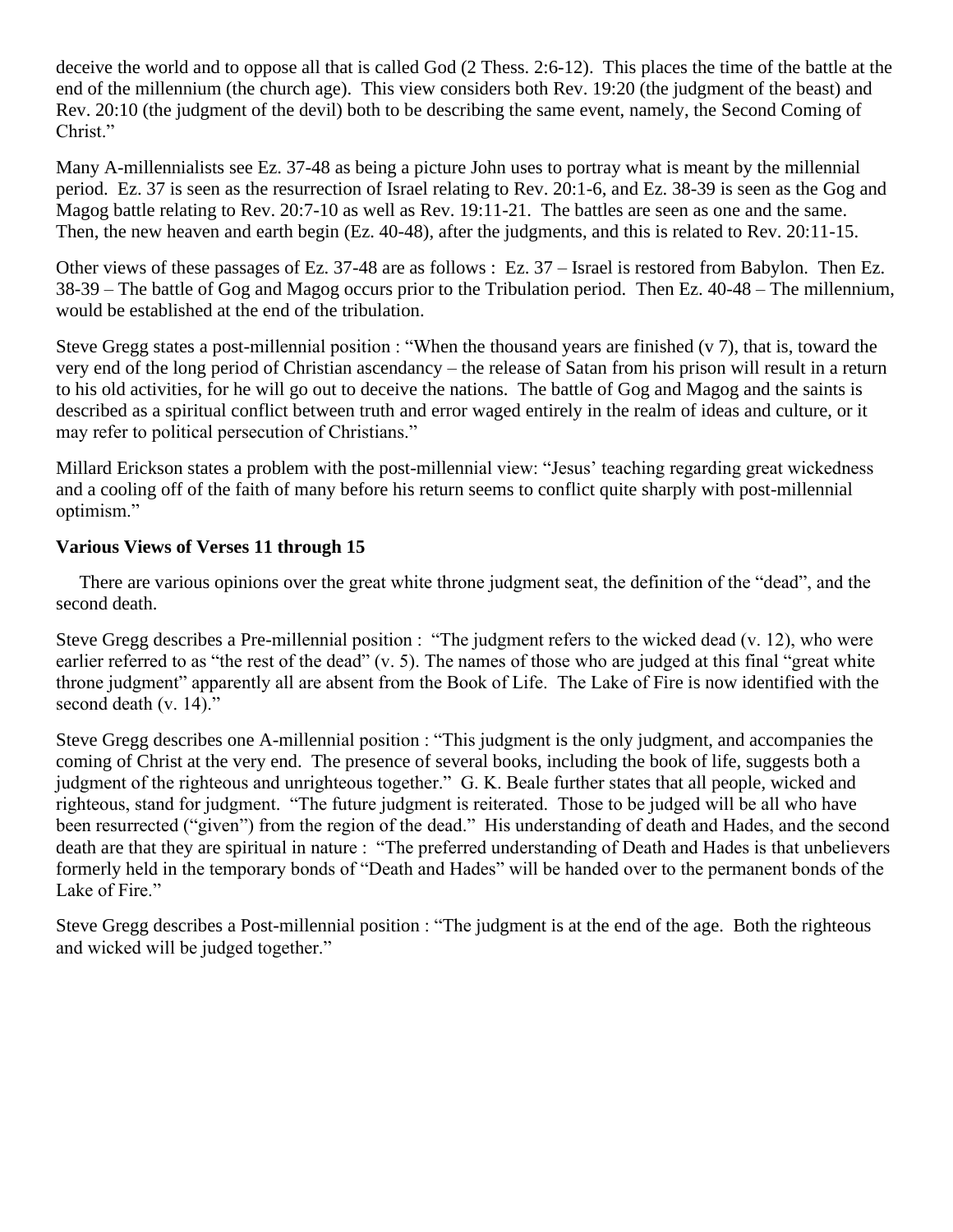deceive the world and to oppose all that is called God (2 Thess. 2:6-12). This places the time of the battle at the end of the millennium (the church age). This view considers both Rev. 19:20 (the judgment of the beast) and Rev. 20:10 (the judgment of the devil) both to be describing the same event, namely, the Second Coming of Christ."

Many A-millennialists see Ez. 37-48 as being a picture John uses to portray what is meant by the millennial period. Ez. 37 is seen as the resurrection of Israel relating to Rev. 20:1-6, and Ez. 38-39 is seen as the Gog and Magog battle relating to Rev. 20:7-10 as well as Rev. 19:11-21. The battles are seen as one and the same. Then, the new heaven and earth begin (Ez. 40-48), after the judgments, and this is related to Rev. 20:11-15.

Other views of these passages of Ez. 37-48 are as follows : Ez. 37 – Israel is restored from Babylon. Then Ez. 38-39 – The battle of Gog and Magog occurs prior to the Tribulation period. Then Ez. 40-48 – The millennium, would be established at the end of the tribulation.

Steve Gregg states a post-millennial position : "When the thousand years are finished (v 7), that is, toward the very end of the long period of Christian ascendancy – the release of Satan from his prison will result in a return to his old activities, for he will go out to deceive the nations. The battle of Gog and Magog and the saints is described as a spiritual conflict between truth and error waged entirely in the realm of ideas and culture, or it may refer to political persecution of Christians."

Millard Erickson states a problem with the post-millennial view: "Jesus' teaching regarding great wickedness and a cooling off of the faith of many before his return seems to conflict quite sharply with post-millennial optimism."

**Various Views of Verses 11 through 15**

There are various opinions over the great white throne judgment seat, the definition of the "dead", and the second death.

Steve Gregg describes a Pre-millennial position : "The judgment refers to the wicked dead (v. 12), who were earlier referred to as "the rest of the dead" (v. 5). The names of those who are judged at this final "great white throne judgment" apparently all are absent from the Book of Life. The Lake of Fire is now identified with the second death (v. 14)."

Steve Gregg describes one A-millennial position : "This judgment is the only judgment, and accompanies the coming of Christ at the very end. The presence of several books, including the book of life, suggests both a judgment of the righteous and unrighteous together." G. K. Beale further states that all people, wicked and righteous, stand for judgment. "The future judgment is reiterated. Those to be judged will be all who have been resurrected ("given") from the region of the dead." His understanding of death and Hades, and the second death are that they are spiritual in nature : "The preferred understanding of Death and Hades is that unbelievers formerly held in the temporary bonds of "Death and Hades" will be handed over to the permanent bonds of the Lake of Fire."

Steve Gregg describes a Post-millennial position : "The judgment is at the end of the age. Both the righteous and wicked will be judged together."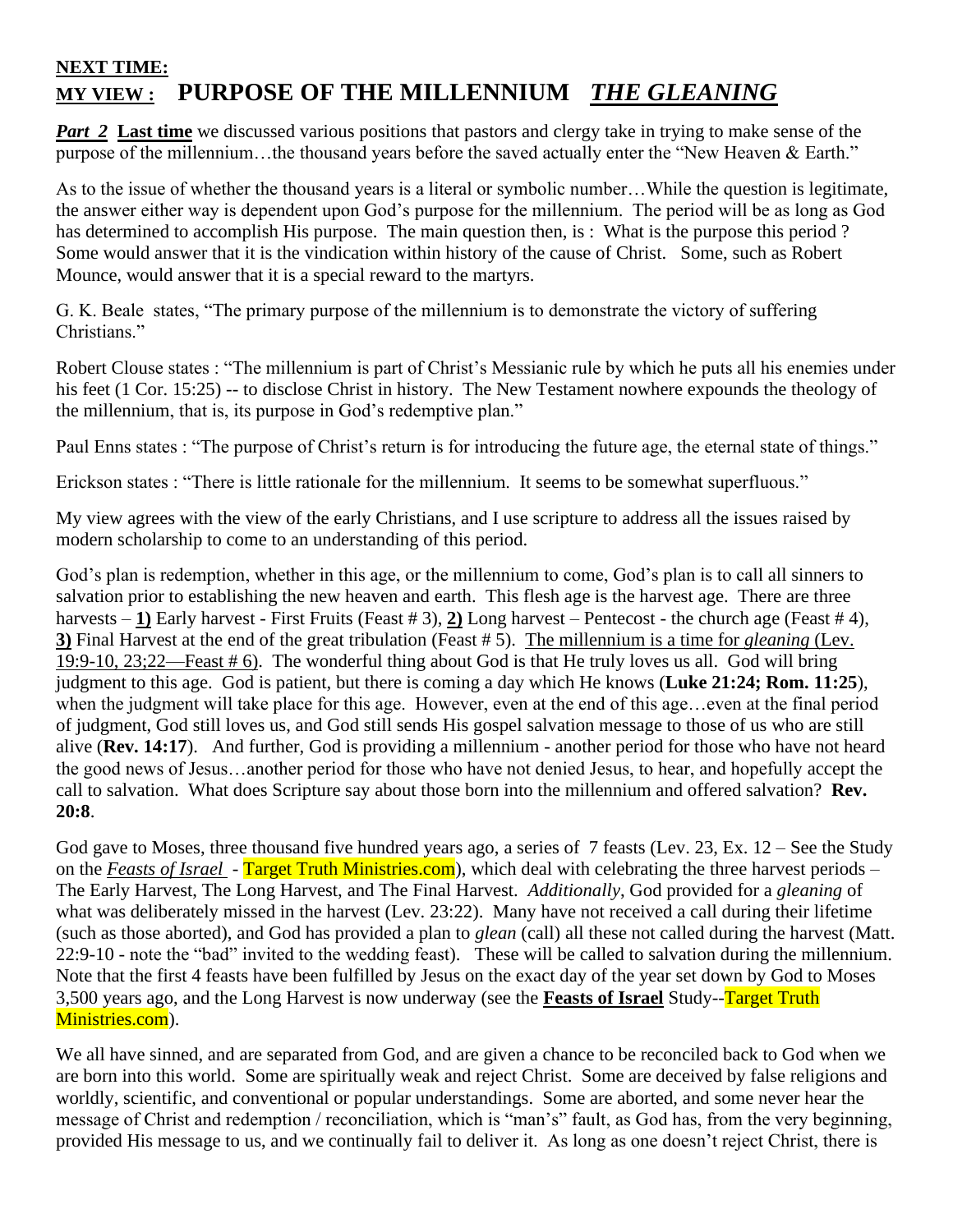**NEXT TIME:**
## **MY VIEW :** PURPOSE OF THE MILLENNIUM *THE GLEANING*

***Part 2*** **Last time** we discussed various positions that pastors and clergy take in trying to make sense of the purpose of the millennium…the thousand years before the saved actually enter the "New Heaven & Earth."

As to the issue of whether the thousand years is a literal or symbolic number…While the question is legitimate, the answer either way is dependent upon God's purpose for the millennium. The period will be as long as God has determined to accomplish His purpose. The main question then, is : What is the purpose this period ? Some would answer that it is the vindication within history of the cause of Christ. Some, such as Robert Mounce, would answer that it is a special reward to the martyrs.

G. K. Beale states, "The primary purpose of the millennium is to demonstrate the victory of suffering Christians."

Robert Clouse states : "The millennium is part of Christ's Messianic rule by which he puts all his enemies under his feet (1 Cor. 15:25) -- to disclose Christ in history. The New Testament nowhere expounds the theology of the millennium, that is, its purpose in God's redemptive plan."

Paul Enns states : "The purpose of Christ's return is for introducing the future age, the eternal state of things."

Erickson states : "There is little rationale for the millennium. It seems to be somewhat superfluous."

My view agrees with the view of the early Christians, and I use scripture to address all the issues raised by modern scholarship to come to an understanding of this period.

God's plan is redemption, whether in this age, or the millennium to come, God's plan is to call all sinners to salvation prior to establishing the new heaven and earth. This flesh age is the harvest age. There are three harvests – **1)** Early harvest - First Fruits (Feast # 3), **2)** Long harvest – Pentecost - the church age (Feast # 4), **3)** Final Harvest at the end of the great tribulation (Feast # 5). The millennium is a time for *gleaning* (Lev. 19:9-10, 23;22—Feast # 6). The wonderful thing about God is that He truly loves us all. God will bring judgment to this age. God is patient, but there is coming a day which He knows (**Luke 21:24; Rom. 11:25**), when the judgment will take place for this age. However, even at the end of this age…even at the final period of judgment, God still loves us, and God still sends His gospel salvation message to those of us who are still alive (**Rev. 14:17**). And further, God is providing a millennium - another period for those who have not heard the good news of Jesus…another period for those who have not denied Jesus, to hear, and hopefully accept the call to salvation. What does Scripture say about those born into the millennium and offered salvation? **Rev. 20:8**.

God gave to Moses, three thousand five hundred years ago, a series of 7 feasts (Lev. 23, Ex. 12 – See the Study on the *Feasts of Israel* - Target Truth Ministries.com), which deal with celebrating the three harvest periods – The Early Harvest, The Long Harvest, and The Final Harvest. *Additionally*, God provided for a *gleaning* of what was deliberately missed in the harvest (Lev. 23:22). Many have not received a call during their lifetime (such as those aborted), and God has provided a plan to *glean* (call) all these not called during the harvest (Matt. 22:9-10 - note the "bad" invited to the wedding feast). These will be called to salvation during the millennium. Note that the first 4 feasts have been fulfilled by Jesus on the exact day of the year set down by God to Moses 3,500 years ago, and the Long Harvest is now underway (see the **Feasts of Israel** Study--Target Truth Ministries.com).

We all have sinned, and are separated from God, and are given a chance to be reconciled back to God when we are born into this world. Some are spiritually weak and reject Christ. Some are deceived by false religions and worldly, scientific, and conventional or popular understandings. Some are aborted, and some never hear the message of Christ and redemption / reconciliation, which is "man's" fault, as God has, from the very beginning, provided His message to us, and we continually fail to deliver it. As long as one doesn't reject Christ, there is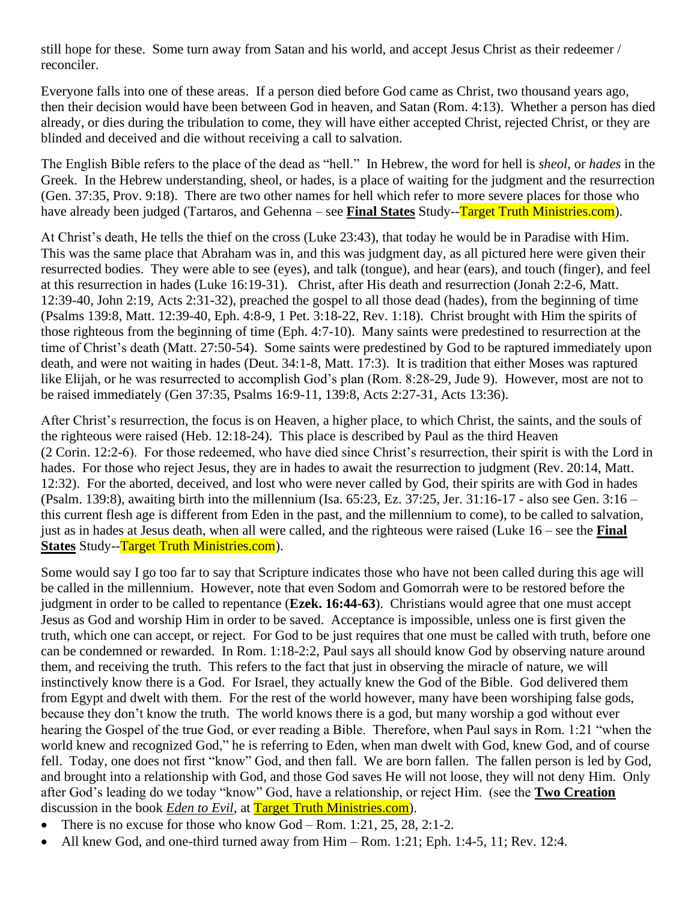still hope for these. Some turn away from Satan and his world, and accept Jesus Christ as their redeemer / reconciler.

Everyone falls into one of these areas. If a person died before God came as Christ, two thousand years ago, then their decision would have been between God in heaven, and Satan (Rom. 4:13). Whether a person has died already, or dies during the tribulation to come, they will have either accepted Christ, rejected Christ, or they are blinded and deceived and die without receiving a call to salvation.

The English Bible refers to the place of the dead as "hell." In Hebrew, the word for hell is *sheol,* or *hades* in the Greek. In the Hebrew understanding, sheol, or hades, is a place of waiting for the judgment and the resurrection (Gen. 37:35, Prov. 9:18). There are two other names for hell which refer to more severe places for those who have already been judged (Tartaros, and Gehenna – see **Final States** Study--Target Truth Ministries.com).

At Christ's death, He tells the thief on the cross (Luke 23:43), that today he would be in Paradise with Him. This was the same place that Abraham was in, and this was judgment day, as all pictured here were given their resurrected bodies. They were able to see (eyes), and talk (tongue), and hear (ears), and touch (finger), and feel at this resurrection in hades (Luke 16:19-31). Christ, after His death and resurrection (Jonah 2:2-6, Matt. 12:39-40, John 2:19, Acts 2:31-32), preached the gospel to all those dead (hades), from the beginning of time (Psalms 139:8, Matt. 12:39-40, Eph. 4:8-9, 1 Pet. 3:18-22, Rev. 1:18). Christ brought with Him the spirits of those righteous from the beginning of time (Eph. 4:7-10). Many saints were predestined to resurrection at the time of Christ's death (Matt. 27:50-54). Some saints were predestined by God to be raptured immediately upon death, and were not waiting in hades (Deut. 34:1-8, Matt. 17:3). It is tradition that either Moses was raptured like Elijah, or he was resurrected to accomplish God's plan (Rom. 8:28-29, Jude 9). However, most are not to be raised immediately (Gen 37:35, Psalms 16:9-11, 139:8, Acts 2:27-31, Acts 13:36).

After Christ's resurrection, the focus is on Heaven, a higher place, to which Christ, the saints, and the souls of the righteous were raised (Heb. 12:18-24). This place is described by Paul as the third Heaven (2 Corin. 12:2-6). For those redeemed, who have died since Christ's resurrection, their spirit is with the Lord in hades. For those who reject Jesus, they are in hades to await the resurrection to judgment (Rev. 20:14, Matt. 12:32). For the aborted, deceived, and lost who were never called by God, their spirits are with God in hades (Psalm. 139:8), awaiting birth into the millennium (Isa. 65:23, Ez. 37:25, Jer. 31:16-17 - also see Gen. 3:16 – this current flesh age is different from Eden in the past, and the millennium to come), to be called to salvation, just as in hades at Jesus death, when all were called, and the righteous were raised (Luke 16 – see the **Final States** Study--Target Truth Ministries.com).

Some would say I go too far to say that Scripture indicates those who have not been called during this age will be called in the millennium. However, note that even Sodom and Gomorrah were to be restored before the judgment in order to be called to repentance (**Ezek. 16:44-63**). Christians would agree that one must accept Jesus as God and worship Him in order to be saved. Acceptance is impossible, unless one is first given the truth, which one can accept, or reject. For God to be just requires that one must be called with truth, before one can be condemned or rewarded. In Rom. 1:18-2:2, Paul says all should know God by observing nature around them, and receiving the truth. This refers to the fact that just in observing the miracle of nature, we will instinctively know there is a God. For Israel, they actually knew the God of the Bible. God delivered them from Egypt and dwelt with them. For the rest of the world however, many have been worshiping false gods, because they don't know the truth. The world knows there is a god, but many worship a god without ever hearing the Gospel of the true God, or ever reading a Bible. Therefore, when Paul says in Rom. 1:21 "when the world knew and recognized God," he is referring to Eden, when man dwelt with God, knew God, and of course fell. Today, one does not first "know" God, and then fall. We are born fallen. The fallen person is led by God, and brought into a relationship with God, and those God saves He will not loose, they will not deny Him. Only after God's leading do we today "know" God, have a relationship, or reject Him. (see the **Two Creation** discussion in the book *Eden to Evil,* at Target Truth Ministries.com).

- There is no excuse for those who know God – Rom. 1:21, 25, 28, 2:1-2.
- All knew God, and one-third turned away from Him – Rom. 1:21; Eph. 1:4-5, 11; Rev. 12:4.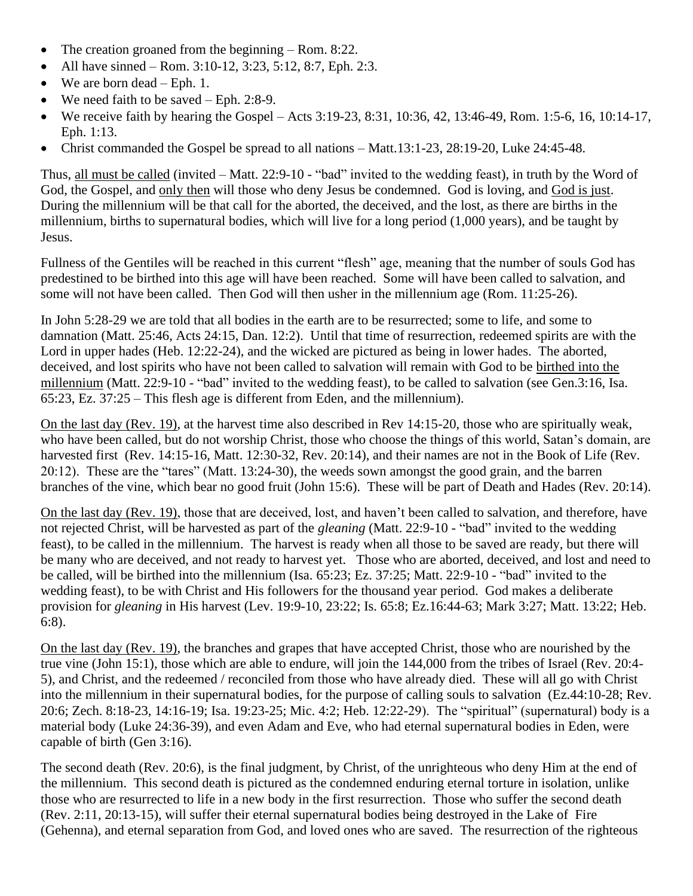- The creation groaned from the beginning – Rom. 8:22.
- All have sinned – Rom. 3:10-12, 3:23, 5:12, 8:7, Eph. 2:3.
- We are born dead – Eph. 1.
- We need faith to be saved – Eph. 2:8-9.
- We receive faith by hearing the Gospel – Acts 3:19-23, 8:31, 10:36, 42, 13:46-49, Rom. 1:5-6, 16, 10:14-17, Eph. 1:13.
- Christ commanded the Gospel be spread to all nations – Matt.13:1-23, 28:19-20, Luke 24:45-48.

Thus, <u>all must be called</u> (invited – Matt. 22:9-10 - "bad" invited to the wedding feast), in truth by the Word of God, the Gospel, and <u>only then</u> will those who deny Jesus be condemned. God is loving, and <u>God is just</u>. During the millennium will be that call for the aborted, the deceived, and the lost, as there are births in the millennium, births to supernatural bodies, which will live for a long period (1,000 years), and be taught by Jesus.

Fullness of the Gentiles will be reached in this current "flesh" age, meaning that the number of souls God has predestined to be birthed into this age will have been reached. Some will have been called to salvation, and some will not have been called. Then God will then usher in the millennium age (Rom. 11:25-26).

In John 5:28-29 we are told that all bodies in the earth are to be resurrected; some to life, and some to damnation (Matt. 25:46, Acts 24:15, Dan. 12:2). Until that time of resurrection, redeemed spirits are with the Lord in upper hades (Heb. 12:22-24), and the wicked are pictured as being in lower hades. The aborted, deceived, and lost spirits who have not been called to salvation will remain with God to be <u>birthed into the millennium</u> (Matt. 22:9-10 - "bad" invited to the wedding feast), to be called to salvation (see Gen.3:16, Isa. 65:23, Ez. 37:25 – This flesh age is different from Eden, and the millennium).

<u>On the last day (Rev. 19)</u>, at the harvest time also described in Rev 14:15-20, those who are spiritually weak, who have been called, but do not worship Christ, those who choose the things of this world, Satan's domain, are harvested first (Rev. 14:15-16, Matt. 12:30-32, Rev. 20:14), and their names are not in the Book of Life (Rev. 20:12). These are the "tares" (Matt. 13:24-30), the weeds sown amongst the good grain, and the barren branches of the vine, which bear no good fruit (John 15:6). These will be part of Death and Hades (Rev. 20:14).

<u>On the last day (Rev. 19)</u>, those that are deceived, lost, and haven't been called to salvation, and therefore, have not rejected Christ, will be harvested as part of the *gleaning* (Matt. 22:9-10 - "bad" invited to the wedding feast), to be called in the millennium. The harvest is ready when all those to be saved are ready, but there will be many who are deceived, and not ready to harvest yet. Those who are aborted, deceived, and lost and need to be called, will be birthed into the millennium (Isa. 65:23; Ez. 37:25; Matt. 22:9-10 - "bad" invited to the wedding feast), to be with Christ and His followers for the thousand year period. God makes a deliberate provision for *gleaning* in His harvest (Lev. 19:9-10, 23:22; Is. 65:8; Ez.16:44-63; Mark 3:27; Matt. 13:22; Heb. 6:8).

<u>On the last day (Rev. 19)</u>, the branches and grapes that have accepted Christ, those who are nourished by the true vine (John 15:1), those which are able to endure, will join the 144,000 from the tribes of Israel (Rev. 20:4-5), and Christ, and the redeemed / reconciled from those who have already died. These will all go with Christ into the millennium in their supernatural bodies, for the purpose of calling souls to salvation (Ez.44:10-28; Rev. 20:6; Zech. 8:18-23, 14:16-19; Isa. 19:23-25; Mic. 4:2; Heb. 12:22-29). The "spiritual" (supernatural) body is a material body (Luke 24:36-39), and even Adam and Eve, who had eternal supernatural bodies in Eden, were capable of birth (Gen 3:16).

The second death (Rev. 20:6), is the final judgment, by Christ, of the unrighteous who deny Him at the end of the millennium. This second death is pictured as the condemned enduring eternal torture in isolation, unlike those who are resurrected to life in a new body in the first resurrection. Those who suffer the second death (Rev. 2:11, 20:13-15), will suffer their eternal supernatural bodies being destroyed in the Lake of Fire (Gehenna), and eternal separation from God, and loved ones who are saved. The resurrection of the righteous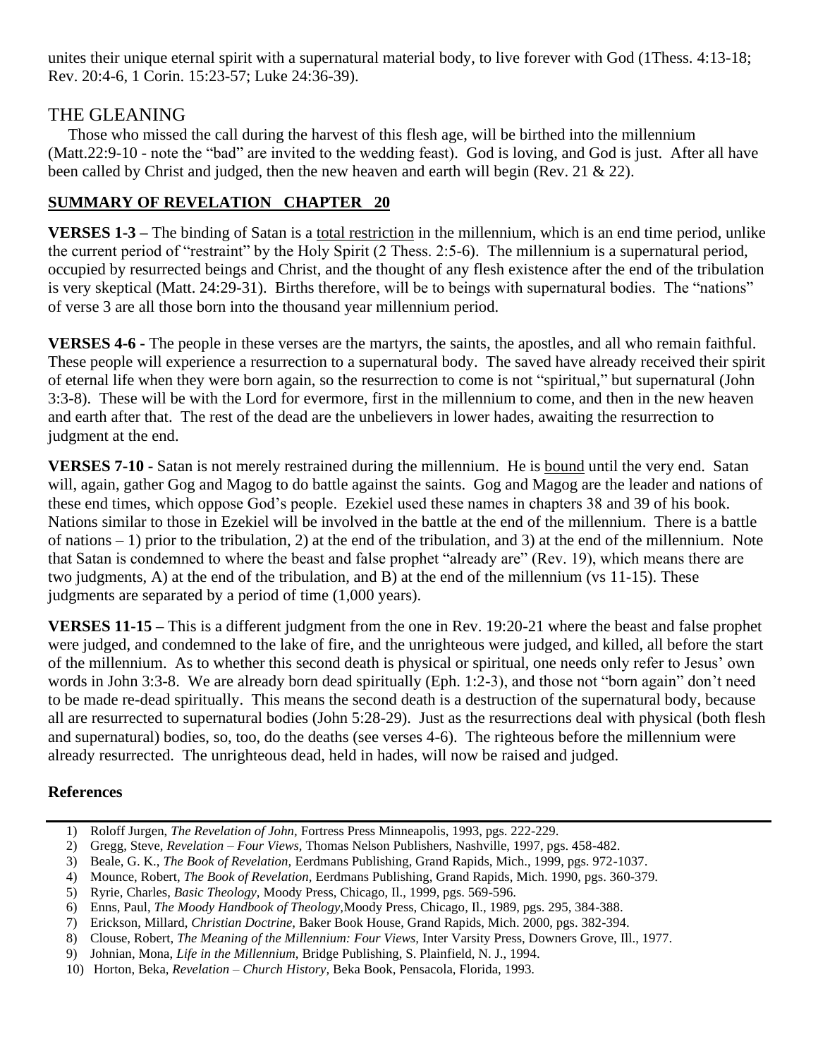unites their unique eternal spirit with a supernatural material body, to live forever with God (1Thess. 4:13-18; Rev. 20:4-6, 1 Corin. 15:23-57; Luke 24:36-39).

## THE GLEANING

Those who missed the call during the harvest of this flesh age, will be birthed into the millennium (Matt.22:9-10 - note the "bad" are invited to the wedding feast). God is loving, and God is just. After all have been called by Christ and judged, then the new heaven and earth will begin (Rev. 21 & 22).

## SUMMARY OF REVELATION CHAPTER 20

**VERSES 1-3 –** The binding of Satan is a total restriction in the millennium, which is an end time period, unlike the current period of "restraint" by the Holy Spirit (2 Thess. 2:5-6). The millennium is a supernatural period, occupied by resurrected beings and Christ, and the thought of any flesh existence after the end of the tribulation is very skeptical (Matt. 24:29-31). Births therefore, will be to beings with supernatural bodies. The "nations" of verse 3 are all those born into the thousand year millennium period.

**VERSES 4-6 -** The people in these verses are the martyrs, the saints, the apostles, and all who remain faithful. These people will experience a resurrection to a supernatural body. The saved have already received their spirit of eternal life when they were born again, so the resurrection to come is not "spiritual," but supernatural (John 3:3-8). These will be with the Lord for evermore, first in the millennium to come, and then in the new heaven and earth after that. The rest of the dead are the unbelievers in lower hades, awaiting the resurrection to judgment at the end.

**VERSES 7-10 -** Satan is not merely restrained during the millennium. He is bound until the very end. Satan will, again, gather Gog and Magog to do battle against the saints. Gog and Magog are the leader and nations of these end times, which oppose God's people. Ezekiel used these names in chapters 38 and 39 of his book. Nations similar to those in Ezekiel will be involved in the battle at the end of the millennium. There is a battle of nations – 1) prior to the tribulation, 2) at the end of the tribulation, and 3) at the end of the millennium. Note that Satan is condemned to where the beast and false prophet "already are" (Rev. 19), which means there are two judgments, A) at the end of the tribulation, and B) at the end of the millennium (vs 11-15). These judgments are separated by a period of time (1,000 years).

**VERSES 11-15 –** This is a different judgment from the one in Rev. 19:20-21 where the beast and false prophet were judged, and condemned to the lake of fire, and the unrighteous were judged, and killed, all before the start of the millennium. As to whether this second death is physical or spiritual, one needs only refer to Jesus' own words in John 3:3-8. We are already born dead spiritually (Eph. 1:2-3), and those not "born again" don't need to be made re-dead spiritually. This means the second death is a destruction of the supernatural body, because all are resurrected to supernatural bodies (John 5:28-29). Just as the resurrections deal with physical (both flesh and supernatural) bodies, so, too, do the deaths (see verses 4-6). The righteous before the millennium were already resurrected. The unrighteous dead, held in hades, will now be raised and judged.

**References**

1) Roloff Jurgen, *The Revelation of John,* Fortress Press Minneapolis, 1993, pgs. 222-229.
2) Gregg, Steve, *Revelation – Four Views,* Thomas Nelson Publishers, Nashville, 1997, pgs. 458-482.
3) Beale, G. K., *The Book of Revelation,* Eerdmans Publishing, Grand Rapids, Mich., 1999, pgs. 972-1037.
4) Mounce, Robert, *The Book of Revelation,* Eerdmans Publishing, Grand Rapids, Mich. 1990, pgs. 360-379.
5) Ryrie, Charles, *Basic Theology,* Moody Press, Chicago, Il., 1999, pgs. 569-596.
6) Enns, Paul, *The Moody Handbook of Theology,*Moody Press, Chicago, Il., 1989, pgs. 295, 384-388.
7) Erickson, Millard, *Christian Doctrine,* Baker Book House, Grand Rapids, Mich. 2000, pgs. 382-394.
8) Clouse, Robert, *The Meaning of the Millennium: Four Views,* Inter Varsity Press, Downers Grove, Ill., 1977.
9) Johnian, Mona, *Life in the Millennium,* Bridge Publishing, S. Plainfield, N. J., 1994.
10) Horton, Beka, *Revelation – Church History,* Beka Book, Pensacola, Florida, 1993.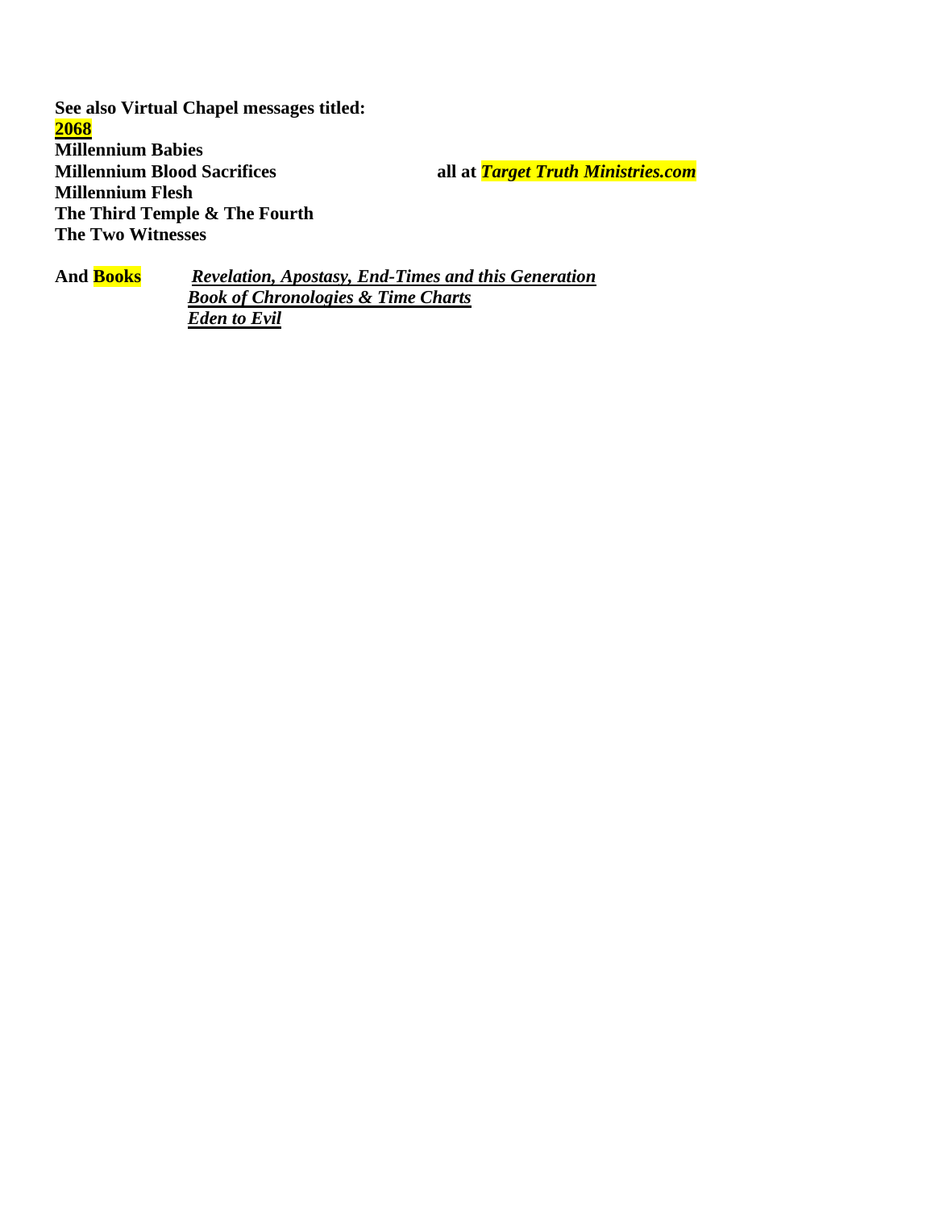**See also Virtual Chapel messages titled:**
**2068**
**Millennium Babies**
**Millennium Blood Sacrifices** **all at *Target Truth Ministries.com***
**Millennium Flesh**
**The Third Temple & The Fourth**
**The Two Witnesses**

**And Books** ***Revelation, Apostasy, End-Times and this Generation***
***Book of Chronologies & Time Charts***
***Eden to Evil***